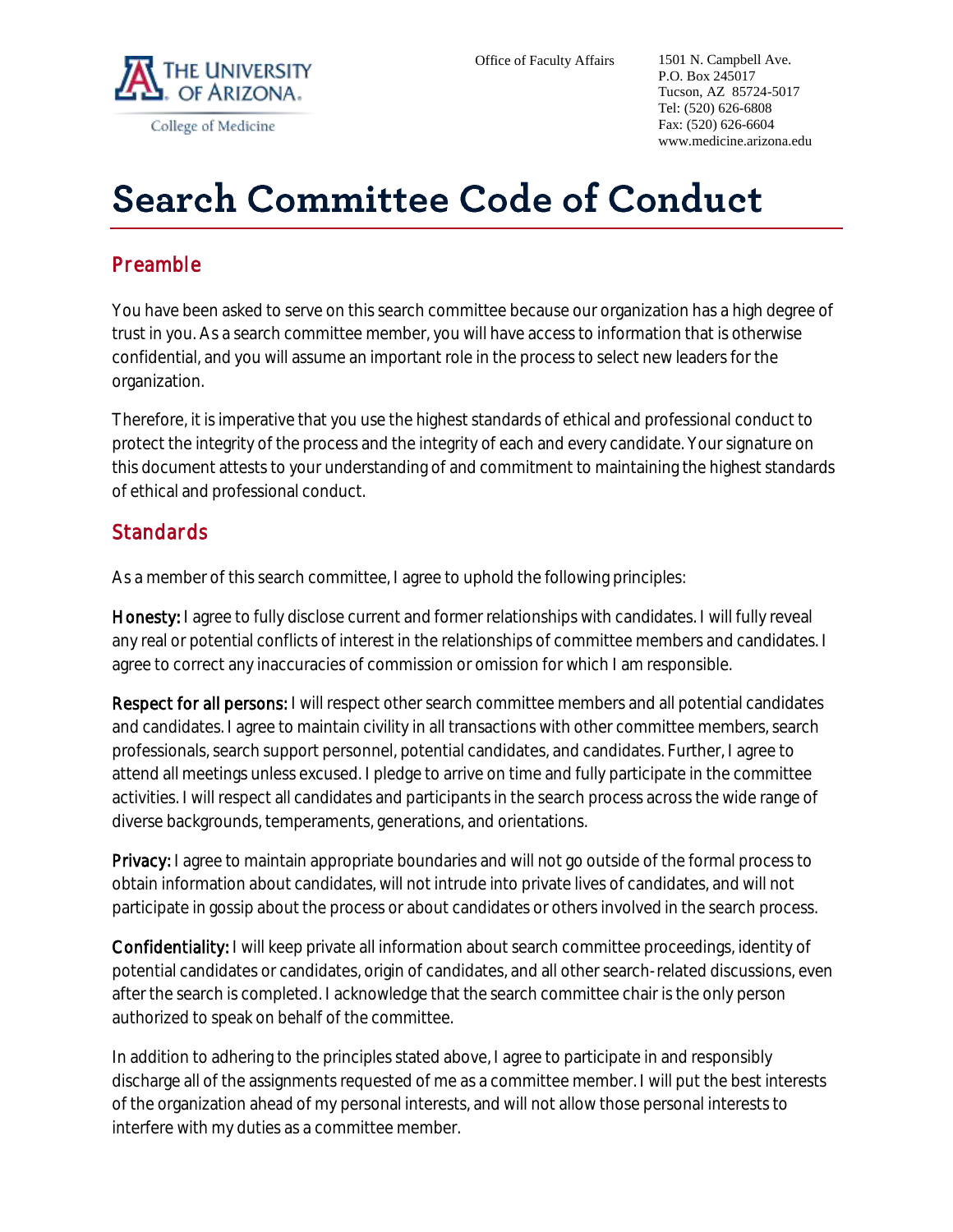The University of Arizona
College of Medicine

Office of Faculty Affairs

1501 N. Campbell Ave.
P.O. Box 245017
Tucson, AZ 85724-5017
Tel: (520) 626-6808
Fax: (520) 626-6604
www.medicine.arizona.edu

# Search Committee Code of Conduct

## Preamble

You have been asked to serve on this search committee because our organization has a high degree of trust in you. As a search committee member, you will have access to information that is otherwise confidential, and you will assume an important role in the process to select new leaders for the organization.

Therefore, it is imperative that you use the highest standards of ethical and professional conduct to protect the integrity of the process and the integrity of each and every candidate. Your signature on this document attests to your understanding of and commitment to maintaining the highest standards of ethical and professional conduct.

## Standards

As a member of this search committee, I agree to uphold the following principles:

**Honesty:** I agree to fully disclose current and former relationships with candidates. I will fully reveal any real or potential conflicts of interest in the relationships of committee members and candidates. I agree to correct any inaccuracies of commission or omission for which I am responsible.

**Respect for all persons:** I will respect other search committee members and all potential candidates and candidates. I agree to maintain civility in all transactions with other committee members, search professionals, search support personnel, potential candidates, and candidates. Further, I agree to attend all meetings unless excused. I pledge to arrive on time and fully participate in the committee activities. I will respect all candidates and participants in the search process across the wide range of diverse backgrounds, temperaments, generations, and orientations.

**Privacy:** I agree to maintain appropriate boundaries and will not go outside of the formal process to obtain information about candidates, will not intrude into private lives of candidates, and will not participate in gossip about the process or about candidates or others involved in the search process.

**Confidentiality:** I will keep private all information about search committee proceedings, identity of potential candidates or candidates, origin of candidates, and all other search-related discussions, even after the search is completed. I acknowledge that the search committee chair is the only person authorized to speak on behalf of the committee.

In addition to adhering to the principles stated above, I agree to participate in and responsibly discharge all of the assignments requested of me as a committee member. I will put the best interests of the organization ahead of my personal interests, and will not allow those personal interests to interfere with my duties as a committee member.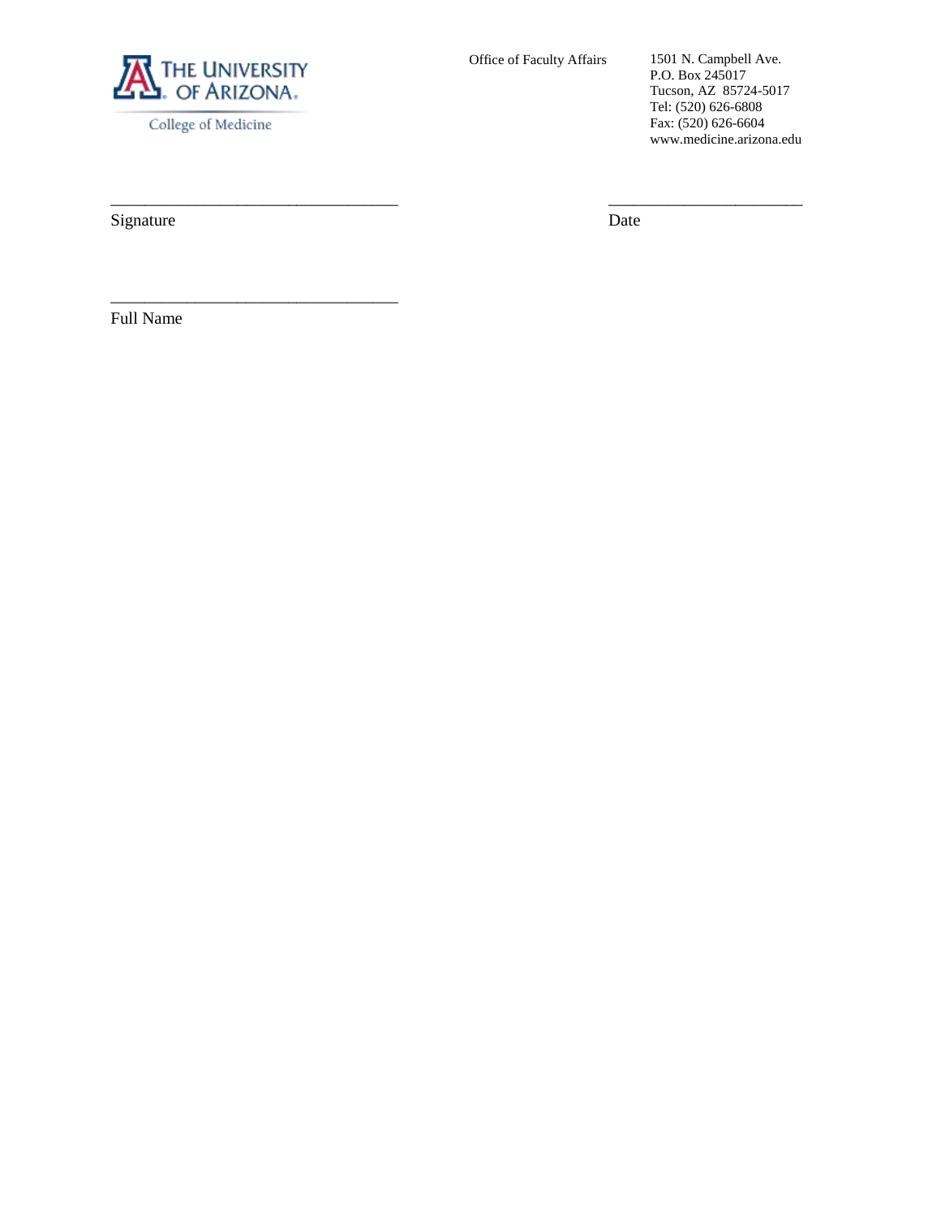Office of Faculty Affairs

1501 N. Campbell Ave.
P.O. Box 245017
Tucson, AZ 85724-5017
Tel: (520) 626-6808
Fax: (520) 626-6604
www.medicine.arizona.edu

___________________________________ ________________________

Signature Date

___________________________________

Full Name